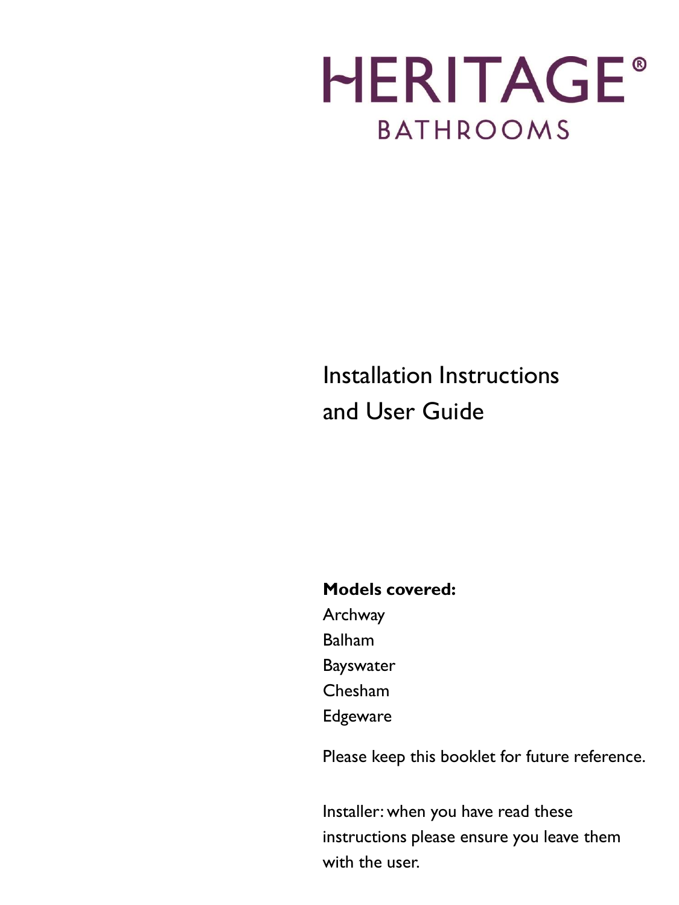# HERITAGE®

## BATHROOMS

# Installation Instructions and User Guide

**Models covered:**

Archway
Balham
Bayswater
Chesham
Edgeware

Please keep this booklet for future reference.

Installer: when you have read these instructions please ensure you leave them with the user.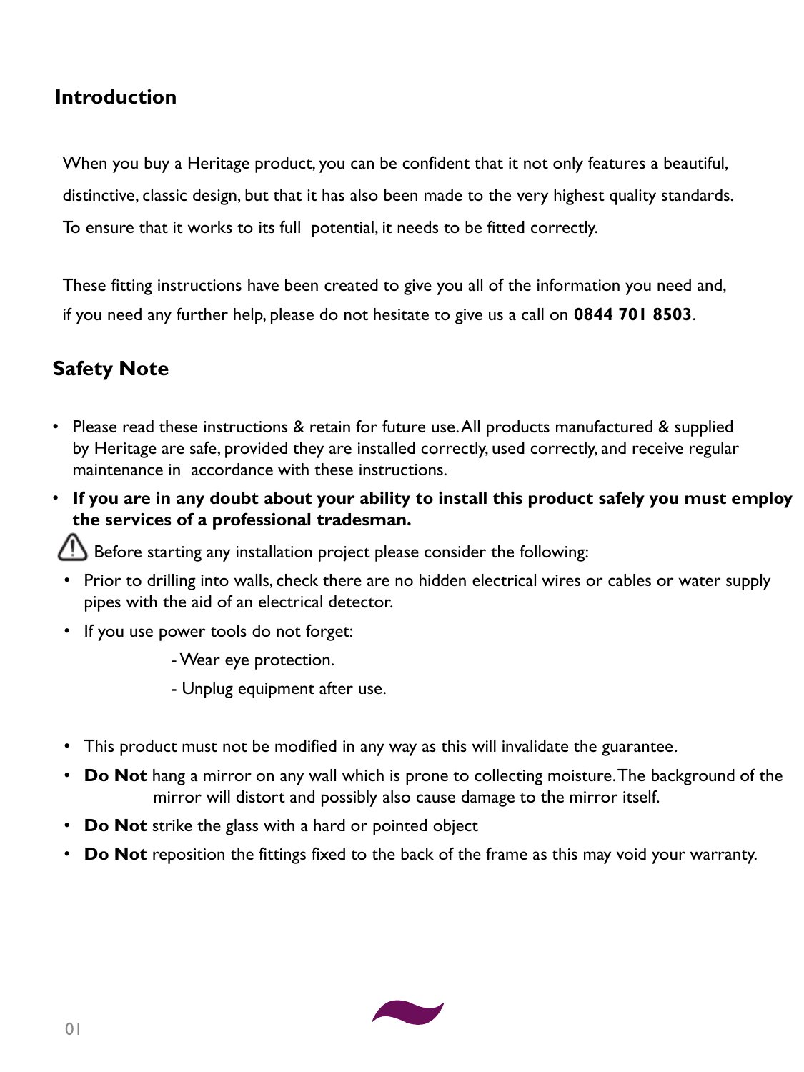## Introduction

When you buy a Heritage product, you can be confident that it not only features a beautiful, distinctive, classic design, but that it has also been made to the very highest quality standards. To ensure that it works to its full potential, it needs to be fitted correctly.

These fitting instructions have been created to give you all of the information you need and, if you need any further help, please do not hesitate to give us a call on **0844 701 8503**.

## Safety Note

- Please read these instructions & retain for future use. All products manufactured & supplied by Heritage are safe, provided they are installed correctly, used correctly, and receive regular maintenance in accordance with these instructions.
- **If you are in any doubt about your ability to install this product safely you must employ the services of a professional tradesman.**

⚠ Before starting any installation project please consider the following:

- Prior to drilling into walls, check there are no hidden electrical wires or cables or water supply pipes with the aid of an electrical detector.
- If you use power tools do not forget:
  - Wear eye protection.
  - Unplug equipment after use.
- This product must not be modified in any way as this will invalidate the guarantee.
- **Do Not** hang a mirror on any wall which is prone to collecting moisture. The background of the mirror will distort and possibly also cause damage to the mirror itself.
- **Do Not** strike the glass with a hard or pointed object
- **Do Not** reposition the fittings fixed to the back of the frame as this may void your warranty.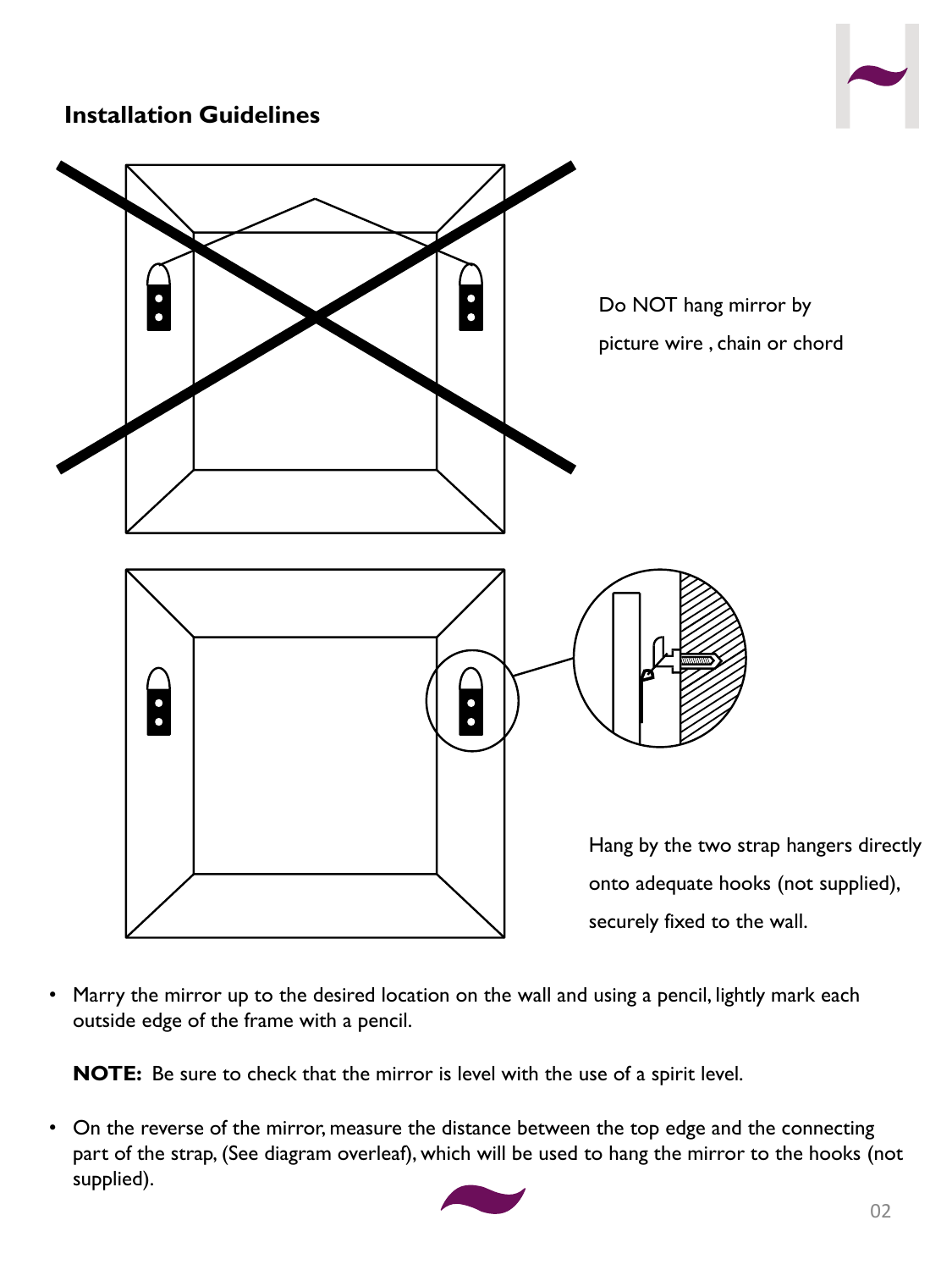## Installation Guidelines

Do NOT hang mirror by picture wire , chain or chord

Hang by the two strap hangers directly onto adequate hooks (not supplied), securely fixed to the wall.

- Marry the mirror up to the desired location on the wall and using a pencil, lightly mark each outside edge of the frame with a pencil.

  **NOTE:** Be sure to check that the mirror is level with the use of a spirit level.

- On the reverse of the mirror, measure the distance between the top edge and the connecting part of the strap, (See diagram overleaf), which will be used to hang the mirror to the hooks (not supplied).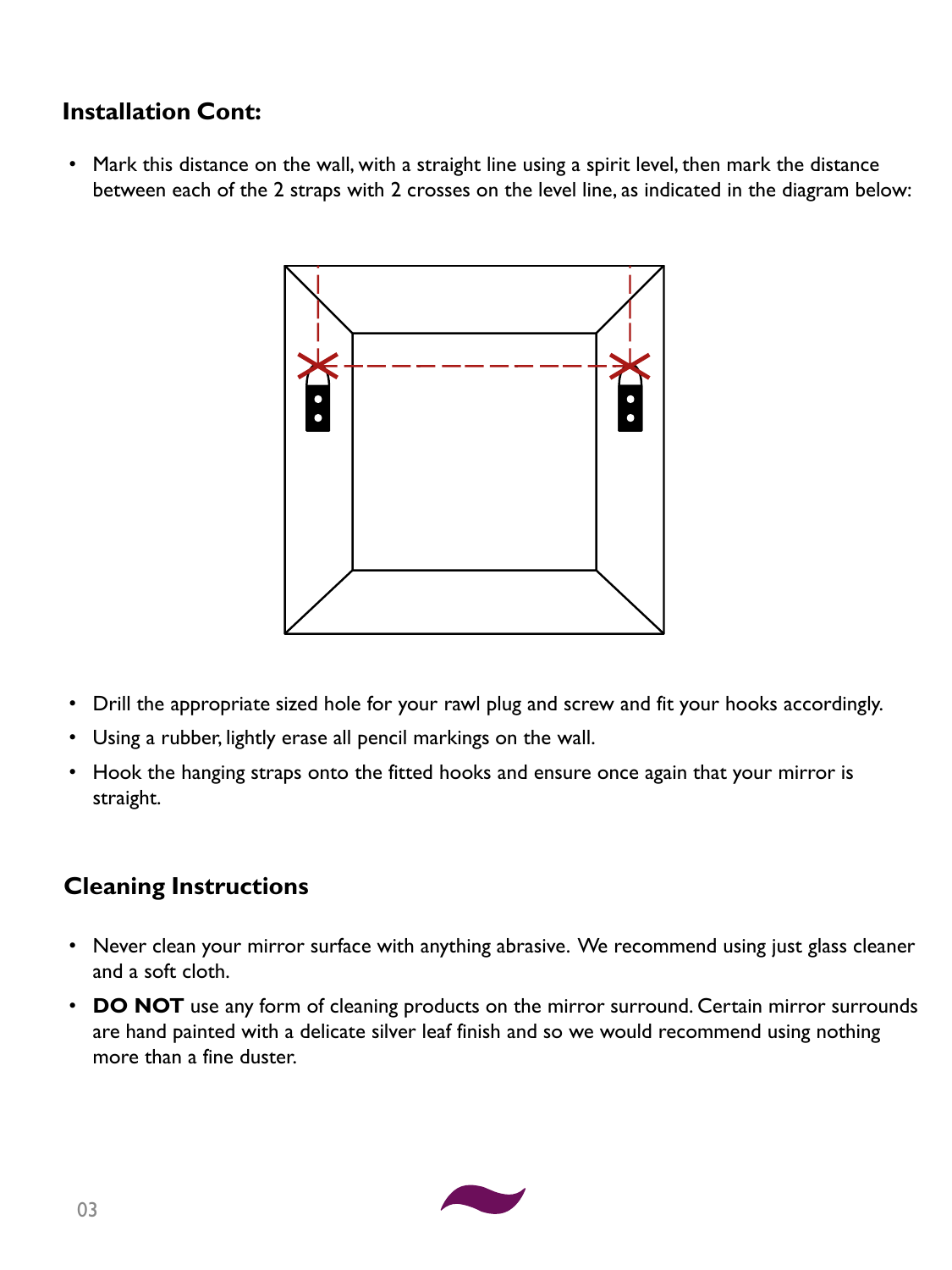## Installation Cont:

- Mark this distance on the wall, with a straight line using a spirit level, then mark the distance between each of the 2 straps with 2 crosses on the level line, as indicated in the diagram below:

- Drill the appropriate sized hole for your rawl plug and screw and fit your hooks accordingly.
- Using a rubber, lightly erase all pencil markings on the wall.
- Hook the hanging straps onto the fitted hooks and ensure once again that your mirror is straight.

## Cleaning Instructions

- Never clean your mirror surface with anything abrasive. We recommend using just glass cleaner and a soft cloth.
- **DO NOT** use any form of cleaning products on the mirror surround. Certain mirror surrounds are hand painted with a delicate silver leaf finish and so we would recommend using nothing more than a fine duster.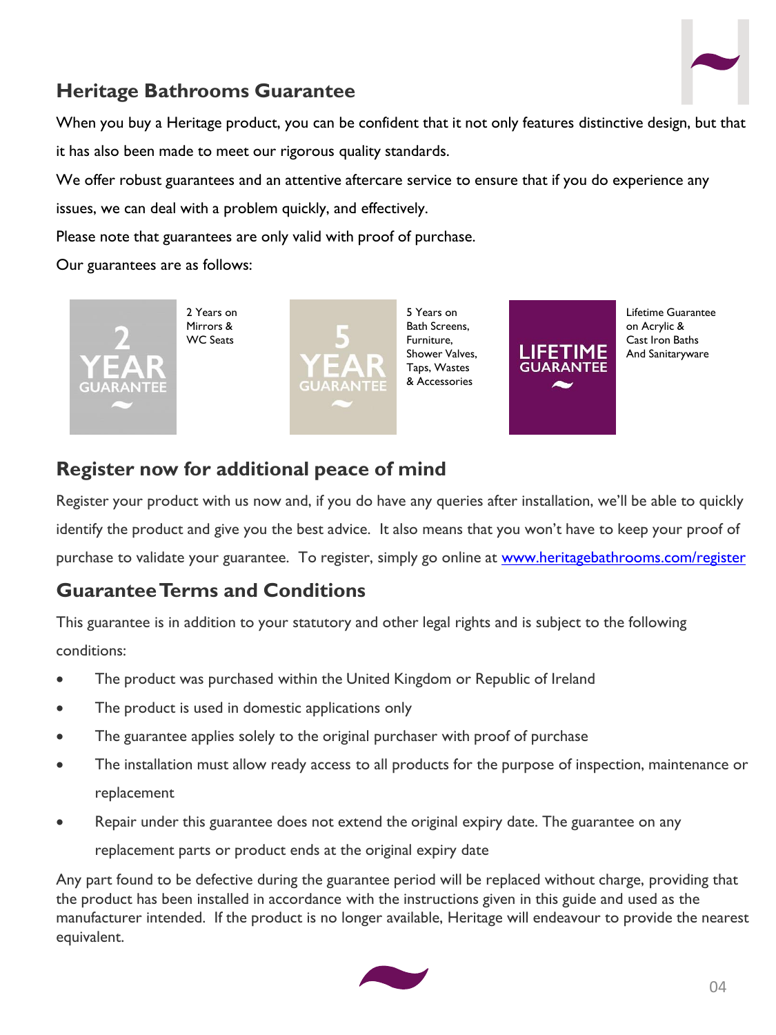## Heritage Bathrooms Guarantee

When you buy a Heritage product, you can be confident that it not only features distinctive design, but that it has also been made to meet our rigorous quality standards.

We offer robust guarantees and an attentive aftercare service to ensure that if you do experience any issues, we can deal with a problem quickly, and effectively.

Please note that guarantees are only valid with proof of purchase.

Our guarantees are as follows:

**2 YEAR GUARANTEE** – 2 Years on Mirrors & WC Seats

**5 YEAR GUARANTEE** – 5 Years on Bath Screens, Furniture, Shower Valves, Taps, Wastes & Accessories

**LIFETIME GUARANTEE** – Lifetime Guarantee on Acrylic & Cast Iron Baths And Sanitaryware

## Register now for additional peace of mind

Register your product with us now and, if you do have any queries after installation, we'll be able to quickly identify the product and give you the best advice. It also means that you won't have to keep your proof of purchase to validate your guarantee. To register, simply go online at www.heritagebathrooms.com/register

## Guarantee Terms and Conditions

This guarantee is in addition to your statutory and other legal rights and is subject to the following conditions:

- The product was purchased within the United Kingdom or Republic of Ireland
- The product is used in domestic applications only
- The guarantee applies solely to the original purchaser with proof of purchase
- The installation must allow ready access to all products for the purpose of inspection, maintenance or replacement
- Repair under this guarantee does not extend the original expiry date. The guarantee on any replacement parts or product ends at the original expiry date

Any part found to be defective during the guarantee period will be replaced without charge, providing that the product has been installed in accordance with the instructions given in this guide and used as the manufacturer intended. If the product is no longer available, Heritage will endeavour to provide the nearest equivalent.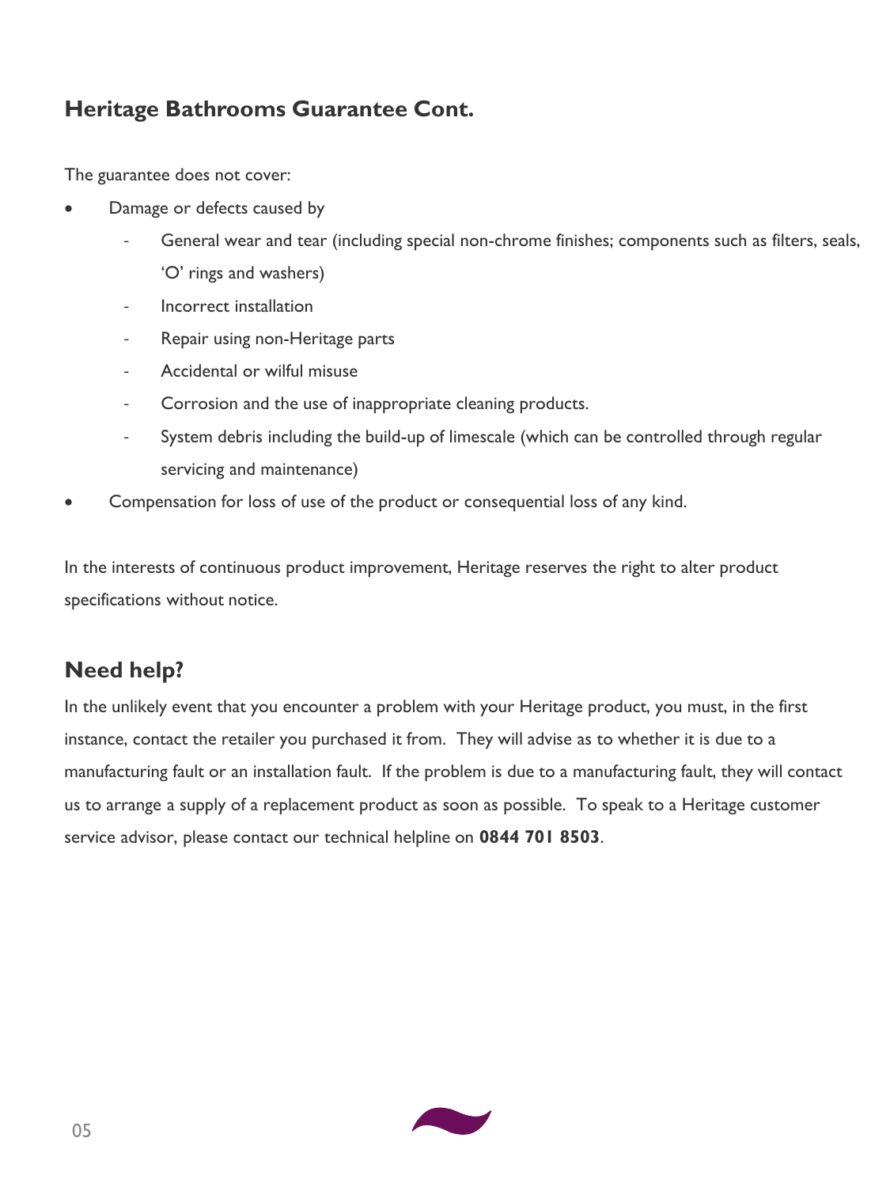## Heritage Bathrooms Guarantee Cont.

The guarantee does not cover:

- Damage or defects caused by
  - General wear and tear (including special non-chrome finishes; components such as filters, seals, ‘O’ rings and washers)
  - Incorrect installation
  - Repair using non-Heritage parts
  - Accidental or wilful misuse
  - Corrosion and the use of inappropriate cleaning products.
  - System debris including the build-up of limescale (which can be controlled through regular servicing and maintenance)
- Compensation for loss of use of the product or consequential loss of any kind.

In the interests of continuous product improvement, Heritage reserves the right to alter product specifications without notice.

## Need help?

In the unlikely event that you encounter a problem with your Heritage product, you must, in the first instance, contact the retailer you purchased it from. They will advise as to whether it is due to a manufacturing fault or an installation fault. If the problem is due to a manufacturing fault, they will contact us to arrange a supply of a replacement product as soon as possible. To speak to a Heritage customer service advisor, please contact our technical helpline on **0844 701 8503**.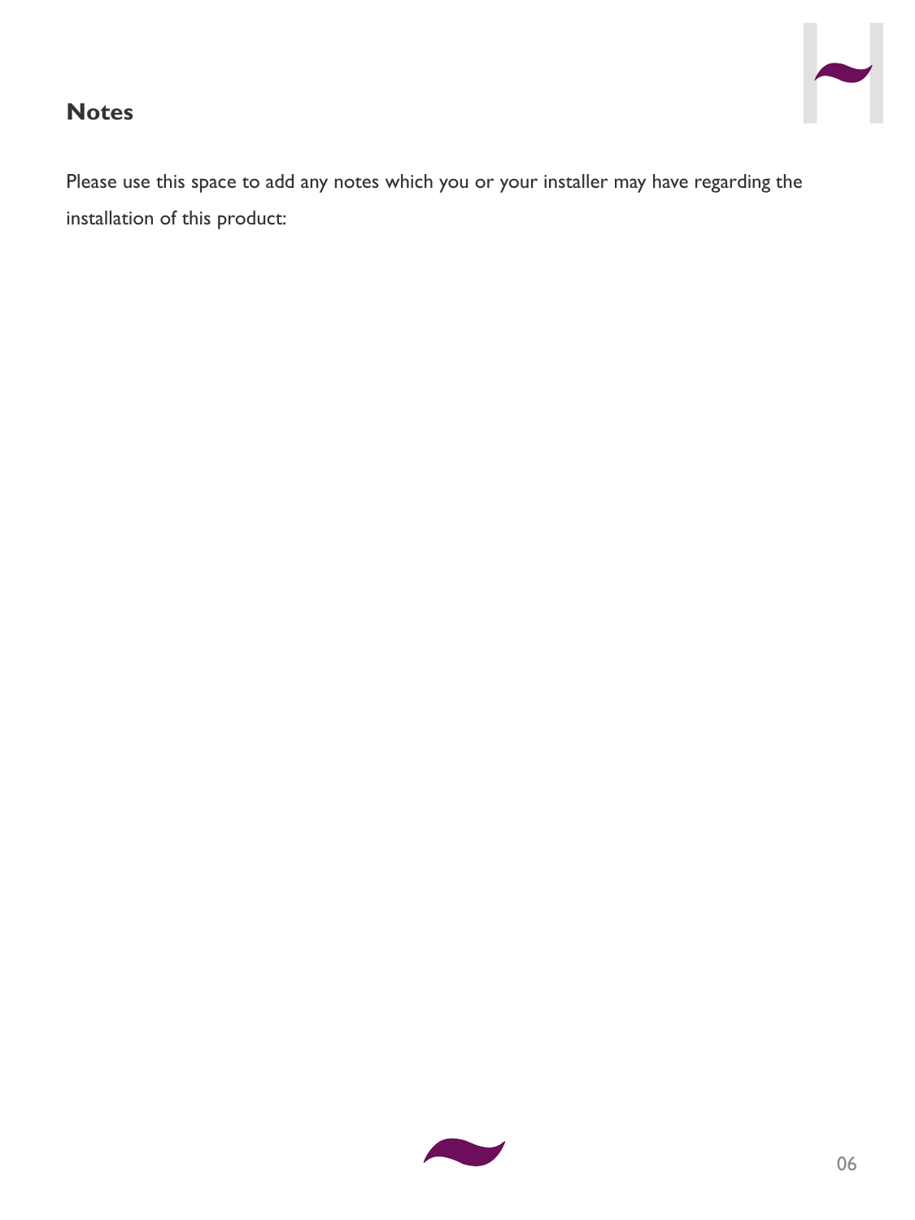## Notes

Please use this space to add any notes which you or your installer may have regarding the installation of this product: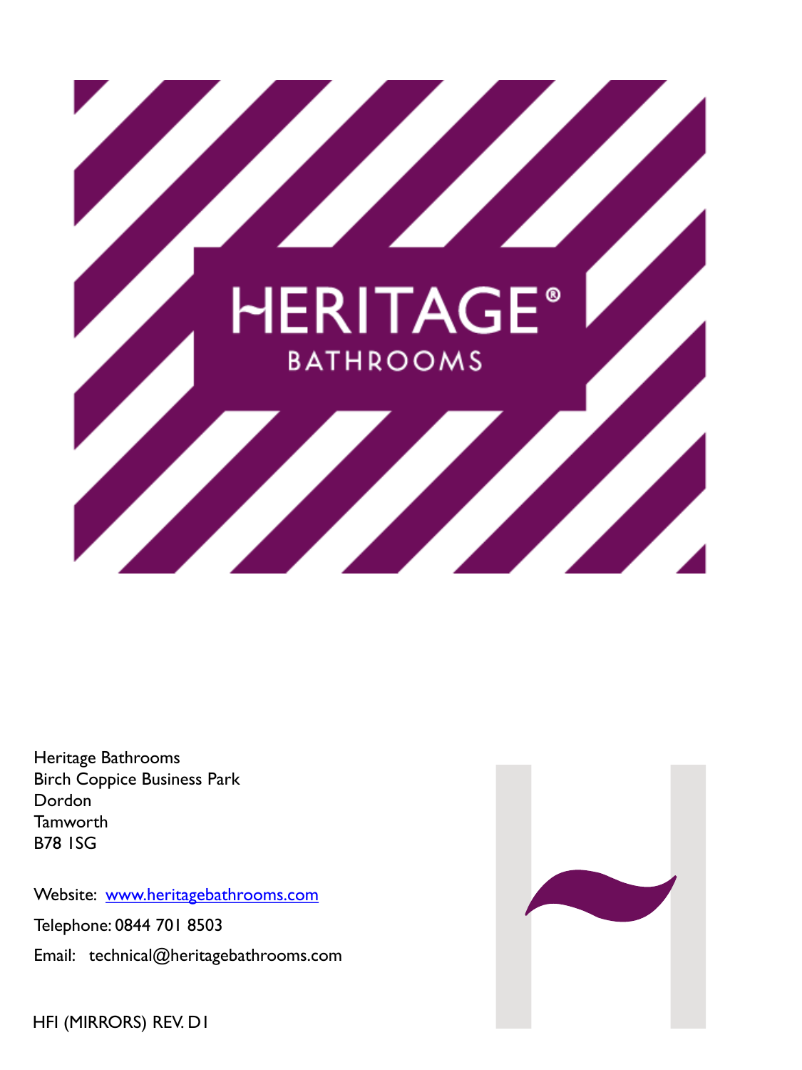HERITAGE®

BATHROOMS

Heritage Bathrooms
Birch Coppice Business Park
Dordon
Tamworth
B78 1SG

Website: www.heritagebathrooms.com

Telephone: 0844 701 8503

Email: technical@heritagebathrooms.com

HFI (MIRRORS) REV. D1